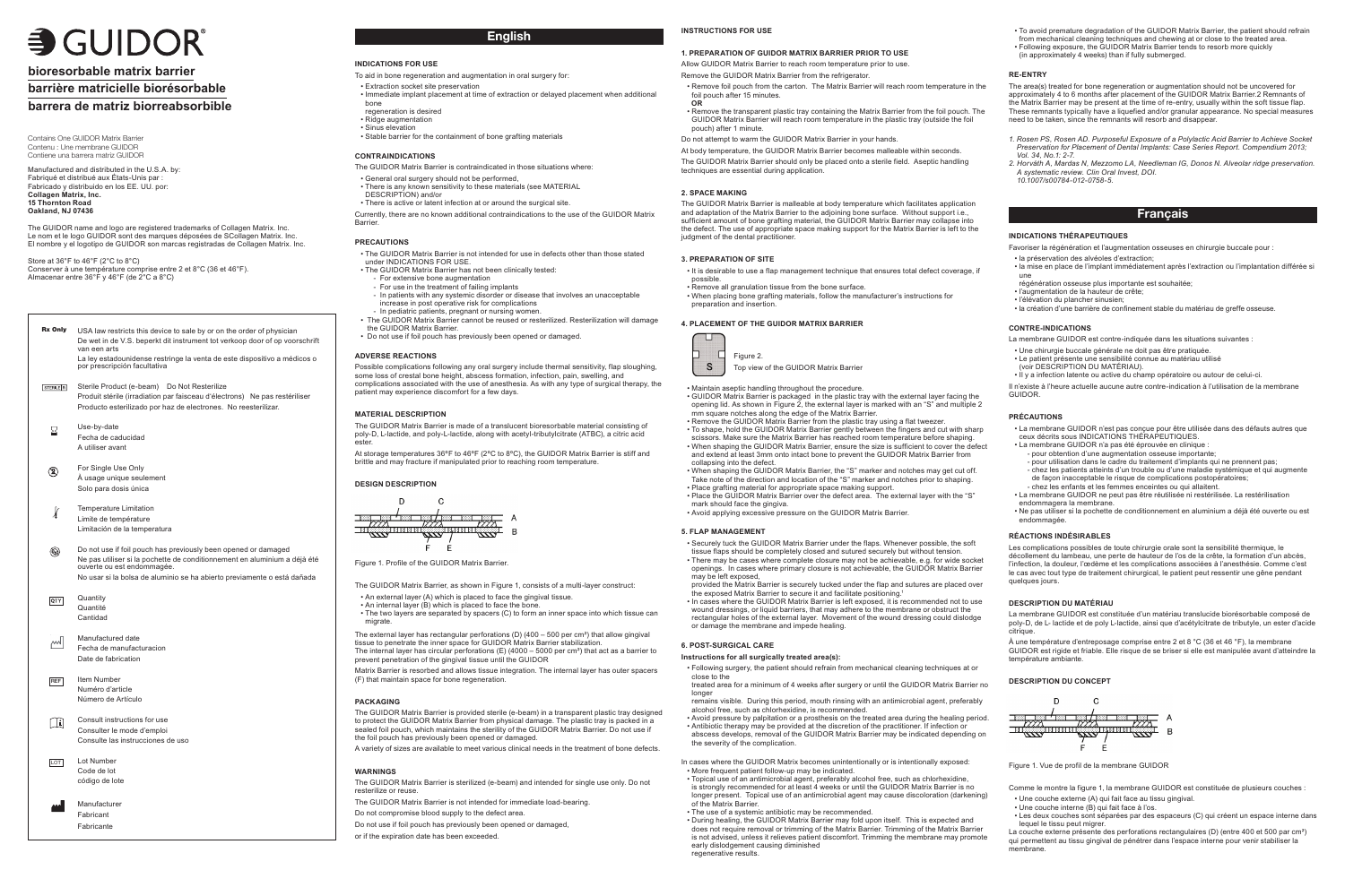# GUIDOR®

## bioresorbable matrix barrier

## barrière matricielle biorésorbable

## barrera de matriz biorreabsorbible

Contains One GUIDOR Matrix Barrier
Contenu : Une membrane GUIDOR
Contiene una barrera matriz GUIDOR

Manufactured and distributed in the U.S.A. by:
Fabriqué et distribué aux États-Unis par :
Fabricado y distribuido en los EE. UU. por:
**Collagen Matrix, Inc.**
**15 Thornton Road**
**Oakland, NJ 07436**

The GUIDOR name and logo are registered trademarks of Collagen Matrix. Inc.
Le nom et le logo GUIDOR sont des marques déposées de SCollagen Matrix. Inc.
El nombre y el logotipo de GUIDOR son marcas registradas de Collagen Matrix. Inc.

Store at 36°F to 46°F (2°C to 8°C)
Conserver à une température comprise entre 2 et 8°C (36 et 46°F).
Almacenar entre 36°F y 46°F (de 2°C a 8°C)

| Symbol | Description |
|---|---|
| Rx Only | USA law restricts this device to sale by or on the order of physician<br>De wet in de V.S. beperkt dit instrument tot verkoop door of op voorschrift van een arts<br>La ley estadounidense restringe la venta de este dispositivo a médicos o por prescripción facultativa |
| STERILE R | Sterile Product (e-beam) Do Not Resterilize<br>Produit stérile (irradiation par faisceau d'électrons) Ne pas restériliser<br>Producto esterilizado por haz de electrones. No reesterilizar. |
| | Use-by-date<br>Fecha de caducidad<br>A utiliser avant |
| | For Single Use Only<br>À usage unique seulement<br>Solo para dosis única |
| | Temperature Limitation<br>Limite de température<br>Limitación de la temperatura |
| | Do not use if foil pouch has previously been opened or damaged<br>Ne pas utiliser si la pochette de conditionnement en aluminium a déjà été ouverte ou est endommagée.<br>No usar si la bolsa de aluminio se ha abierto previamente o está dañada |
| QTY | Quantity<br>Quantité<br>Cantidad |
| | Manufactured date<br>Fecha de manufacturacion<br>Date de fabrication |
| REF | Item Number<br>Numéro d'article<br>Número de Artículo |
| | Consult instructions for use<br>Consulter le mode d'emploi<br>Consulte las instrucciones de uso |
| LOT | Lot Number<br>Code de lot<br>código de lote |
| | Manufacturer<br>Fabricant<br>Fabricante |

## English

### INDICATIONS FOR USE

To aid in bone regeneration and augmentation in oral surgery for:

- Extraction socket site preservation
- Immediate implant placement at time of extraction or delayed placement when additional bone regeneration is desired
- Ridge augmentation
- Sinus elevation
- Stable barrier for the containment of bone grafting materials

### CONTRAINDICATIONS

The GUIDOR Matrix Barrier is contraindicated in those situations where:

- General oral surgery should not be performed,
- There is any known sensitivity to these materials (see MATERIAL DESCRIPTION) and/or
- There is active or latent infection at or around the surgical site.

Currently, there are no known additional contraindications to the use of the GUIDOR Matrix Barrier.

### PRECAUTIONS

- The GUIDOR Matrix Barrier is not intended for use in defects other than those stated under INDICATIONS FOR USE.
- The GUIDOR Matrix Barrier has not been clinically tested:
  - For extensive bone augmentation
  - For use in the treatment of failing implants
  - In patients with any systemic disorder or disease that involves an unacceptable increase in post operative risk for complications
  - In pediatric patients, pregnant or nursing women.
- The GUIDOR Matrix Barrier cannot be reused or resterilized. Resterilization will damage the GUIDOR Matrix Barrier.
- Do not use if foil pouch has previously been opened or damaged.

### ADVERSE REACTIONS

Possible complications following any oral surgery include thermal sensitivity, flap sloughing, some loss of crestal bone height, abscess formation, infection, pain, swelling, and complications associated with the use of anesthesia. As with any type of surgical therapy, the patient may experience discomfort for a few days.

### MATERIAL DESCRIPTION

The GUIDOR Matrix Barrier is made of a translucent bioresorbable material consisting of poly-D, L-lactide, and poly-L-lactide, along with acetyl-tributylcitrate (ATBC), a citric acid ester.

At storage temperatures 36°F to 46°F (2°C to 8°C), the GUIDOR Matrix Barrier is stiff and brittle and may fracture if manipulated prior to reaching room temperature.

### DESIGN DESCRIPTION

Figure 1. Profile of the GUIDOR Matrix Barrier.

The GUIDOR Matrix Barrier, as shown in Figure 1, consists of a multi-layer construct:

- An external layer (A) which is placed to face the gingival tissue.
- An internal layer (B) which is placed to face the bone.
- The two layers are separated by spacers (C) to form an inner space into which tissue can migrate.

The external layer has rectangular perforations (D) (400 – 500 per cm²) that allow gingival tissue to penetrate the inner space for GUIDOR Matrix Barrier stabilization.
The internal layer has circular perforations (E) (4000 – 5000 per cm²) that act as a barrier to prevent penetration of the gingival tissue until the GUIDOR Matrix Barrier is resorbed and allows tissue integration. The internal layer has outer spacers (F) that maintain space for bone regeneration.

### PACKAGING

The GUIDOR Matrix Barrier is provided sterile (e-beam) in a transparent plastic tray designed to protect the GUIDOR Matrix Barrier from physical damage. The plastic tray is packed in a sealed foil pouch, which maintains the sterility of the GUIDOR Matrix Barrier. Do not use if the foil pouch has previously been opened or damaged.

A variety of sizes are available to meet various clinical needs in the treatment of bone defects.

### WARNINGS

The GUIDOR Matrix Barrier is sterilized (e-beam) and intended for single use only. Do not resterilize or reuse.

The GUIDOR Matrix Barrier is not intended for immediate load-bearing.

Do not compromise blood supply to the defect area.

Do not use if foil pouch has previously been opened or damaged,

or if the expiration date has been exceeded.

### INSTRUCTIONS FOR USE

#### 1. PREPARATION OF GUIDOR MATRIX BARRIER PRIOR TO USE

Allow GUIDOR Matrix Barrier to reach room temperature prior to use.

Remove the GUIDOR Matrix Barrier from the refrigerator.

- Remove foil pouch from the carton. The Matrix Barrier will reach room temperature in the foil pouch after 15 minutes.

  **OR**

- Remove the transparent plastic tray containing the Matrix Barrier from the foil pouch. The GUIDOR Matrix Barrier will reach room temperature in the plastic tray (outside the foil pouch) after 1 minute.

Do not attempt to warm the GUIDOR Matrix Barrier in your hands.

At body temperature, the GUIDOR Matrix Barrier becomes malleable within seconds.

The GUIDOR Matrix Barrier should only be placed onto a sterile field. Aseptic handling techniques are essential during application.

#### 2. SPACE MAKING

The GUIDOR Matrix Barrier is malleable at body temperature which facilitates application and adaptation of the Matrix Barrier to the adjoining bone surface. Without support i.e., sufficient amount of bone grafting material, the GUIDOR Matrix Barrier may collapse into the defect. The use of appropriate space making support for the Matrix Barrier is left to the judgment of the dental practitioner.

#### 3. PREPARATION OF SITE

- It is desirable to use a flap management technique that ensures total defect coverage, if possible.
- Remove all granulation tissue from the bone surface.
- When placing bone grafting materials, follow the manufacturer's instructions for preparation and insertion.

#### 4. PLACEMENT OF THE GUIDOR MATRIX BARRIER

Figure 2.
Top view of the GUIDOR Matrix Barrier

- Maintain aseptic handling throughout the procedure.
- GUIDOR Matrix Barrier is packaged in the plastic tray with the external layer facing the opening lid. As shown in Figure 2, the external layer is marked with an "S" and multiple 2 mm square notches along the edge of the Matrix Barrier.
- Remove the GUIDOR Matrix Barrier from the plastic tray using a flat tweezer.
- To shape, hold the GUIDOR Matrix Barrier gently between the fingers and cut with sharp scissors. Make sure the Matrix Barrier has reached room temperature before shaping.
- When shaping the GUIDOR Matrix Barrier, ensure the size is sufficient to cover the defect and extend at least 3mm onto intact bone to prevent the GUIDOR Matrix Barrier from collapsing into the defect.
- When shaping the GUIDOR Matrix Barrier, the "S" marker and notches may get cut off. Take note of the direction and location of the "S" marker and notches prior to shaping.
- Place grafting material for appropriate space making support.
- Place the GUIDOR Matrix Barrier over the defect area. The external layer with the "S" mark should face the gingiva.
- Avoid applying excessive pressure on the GUIDOR Matrix Barrier.

#### 5. FLAP MANAGEMENT

- Securely tuck the GUIDOR Matrix Barrier under the flaps. Whenever possible, the soft tissue flaps should be completely closed and sutured securely but without tension.
- There may be cases where complete closure may not be achievable, e.g. for wide socket openings. In cases where primary closure is not achievable, the GUIDOR Matrix Barrier may be left exposed, provided the Matrix Barrier is securely tucked under the flap and sutures are placed over the exposed Matrix Barrier to secure it and facilitate positioning.[1]
- In cases where the GUIDOR Matrix Barrier is left exposed, it is recommended not to use wound dressings, or liquid barriers, that may adhere to the membrane or obstruct the rectangular holes of the external layer. Movement of the wound dressing could dislodge or damage the membrane and impede healing.

#### 6. POST-SURGICAL CARE

**Instructions for all surgically treated area(s):**

- Following surgery, the patient should refrain from mechanical cleaning techniques at or close to the treated area for a minimum of 4 weeks after surgery or until the GUIDOR Matrix Barrier no longer remains visible. During this period, mouth rinsing with an antimicrobial agent, preferably alcohol free, such as chlorhexidine, is recommended.
- Avoid pressure by palpitation or a prosthesis on the treated area during the healing period.
- Antibiotic therapy may be provided at the discretion of the practitioner. If infection or abscess develops, removal of the GUIDOR Matrix Barrier may be indicated depending on the severity of the complication.

In cases where the GUIDOR Matrix Barrier becomes unintentionally or is intentionally exposed:

- More frequent patient follow-up may be indicated.
- Topical use of an antimicrobial agent, preferably alcohol free, such as chlorhexidine, is strongly recommended for at least 4 weeks or until the GUIDOR Matrix Barrier is no longer present. Topical use of an antimicrobial agent may cause discoloration (darkening) of the Matrix Barrier.
- The use of a systemic antibiotic may be recommended.
- During healing, the GUIDOR Matrix Barrier may fold upon itself. This is expected and does not require removal or trimming of the Matrix Barrier. Trimming of the Matrix Barrier is not advised, unless it relieves patient discomfort. Trimming the membrane may promote early dislodgement causing diminished regenerative results.
- To avoid premature degradation of the GUIDOR Matrix Barrier, the patient should refrain from mechanical cleaning techniques and chewing at or close to the treated area.
- Following exposure, the GUIDOR Matrix Barrier tends to resorb more quickly (in approximately 4 weeks) than if fully submerged.

### RE-ENTRY

The area(s) treated for bone regeneration or augmentation should not be uncovered for approximately 4 to 6 months after placement of the GUIDOR Matrix Barrier.2 Remnants of the Matrix Barrier may be present at the time of re-entry, usually within the soft tissue flap. These remnants typically have a liquefied and/or granular appearance. No special measures need to be taken, since the remnants will resorb and disappear.

1. *Rosen PS, Rosen AD. Purposeful Exposure of a Polylactic Acid Barrier to Achieve Socket Preservation for Placement of Dental Implants: Case Series Report. Compendium 2013; Vol. 34, No.1: 2-7.*
2. *Horváth A, Mardas N, Mezzomo LA, Needleman IG, Donos N. Alveolar ridge preservation. A systematic review. Clin Oral Invest, DOI. 10.1007/s00784-012-0758-5.*

## Français

### INDICATIONS THÉRAPEUTIQUES

Favoriser la régénération et l'augmentation osseuses en chirurgie buccale pour :

- la préservation des alvéoles d'extraction;
- la mise en place de l'implant immédiatement après l'extraction ou l'implantation différée si une régénération osseuse plus importante est souhaitée;
- l'augmentation de la hauteur de crête;
- l'élévation du plancher sinusien;
- la création d'une barrière de confinement stable du matériau de greffe osseuse.

### CONTRE-INDICATIONS

La membrane GUIDOR est contre-indiquée dans les situations suivantes :

- Une chirurgie buccale générale ne doit pas être pratiquée.
- Le patient présente une sensibilité connue au matériau utilisé (voir DESCRIPTION DU MATÉRIAU).
- Il y a infection latente ou active du champ opératoire ou autour de celui-ci.

Il n'existe à l'heure actuelle aucune autre contre-indication à l'utilisation de la membrane GUIDOR.

### PRÉCAUTIONS

- La membrane GUIDOR n'est pas conçue pour être utilisée dans des défauts autres que ceux décrits sous INDICATIONS THÉRAPEUTIQUES.
- La membrane GUIDOR n'a pas été éprouvée en clinique :
  - pour obtention d'une augmentation osseuse importante;
  - pour utilisation dans le cadre du traitement d'implants qui ne prennent pas;
  - chez les patients atteints d'un trouble ou d'une maladie systémique et qui augmente de façon inacceptable le risque de complications postopératoires;
  - chez les enfants et les femmes enceintes ou qui allaitent.
- La membrane GUIDOR ne peut pas être réutilisée ni restérilisée. La restérilisation endommagera la membrane.
- Ne pas utiliser si la pochette de conditionnement en aluminium a déjà été ouverte ou est endommagée.

### RÉACTIONS INDÉSIRABLES

Les complications possibles de toute chirurgie orale sont la sensibilité thermique, le décollement du lambeau, une perte de hauteur de l'os de la crête, la formation d'un abcès, l'infection, la douleur, l'œdème et les complications associées à l'anesthésie. Comme c'est le cas avec tout type de traitement chirurgical, le patient peut ressentir une gêne pendant quelques jours.

### DESCRIPTION DU MATÉRIAU

La membrane GUIDOR est constituée d'un matériau translucide biorésorbable composé de poly-D, de L- lactide et de poly L-lactide, ainsi que d'acétylcitrate de tributyle, un ester d'acide citrique.

À une température d'entreposage comprise entre 2 et 8 °C (36 et 46 °F), la membrane GUIDOR est rigide et friable. Elle risque de se briser si elle est manipulée avant d'atteindre la température ambiante.

### DESCRIPTION DU CONCEPT

Figure 1. Vue de profil de la membrane GUIDOR

Comme le montre la figure 1, la membrane GUIDOR est constituée de plusieurs couches :

- Une couche externe (A) qui fait face au tissu gingival.
- Une couche interne (B) qui fait face à l'os.
- Les deux couches sont séparées par des espaceurs (C) qui créent un espace interne dans lequel le tissu peut migrer.

La couche externe présente des perforations rectangulaires (D) (entre 400 et 500 par cm²) qui permettent au tissu gingival de pénétrer dans l'espace interne pour venir stabiliser la membrane.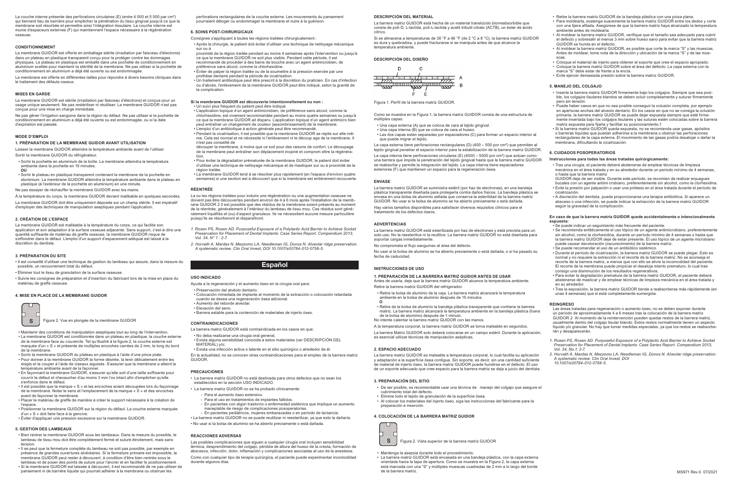La couche interne présente des perforations circulaires (E) (entre 4 000 et 5 000 par cm²) qui tiennent lieu de barrière pour empêcher la pénétration du tissu gingival jusqu'à ce que la membrane soit résorbée et permettre ainsi l'intégration tissulaire. La couche interne est munie d'espaceurs externes (F) qui maintiennent l'espace nécessaire à la régénération osseuse.

### CONDITIONNEMENT

La membrane GUIDOR est offerte en emballage stérile (irradiation par faisceau d'électrons) dans un plateau en plastique transparent conçu pour la protéger contre les dommages physiques. Le plateau en plastique est emballé dans une pochette de conditionnement en aluminium scellée pour maintenir la stérilité de la membrane. Ne pas utiliser si la pochette de conditionnement en aluminium a déjà été ouverte ou est endommagée.

La membrane est offerte en différentes tailles pour répondre à divers besoins cliniques dans le traitement des défauts osseux.

### MISES EN GARDE

La membrane GUIDOR est stérile (irradiation par faisceau d'électrons) et conçue pour un usage unique seulement. Ne pas restériliser ni réutiliser. La membrane GUIDOR n'est pas conçue pour une mise en charge immédiate.

Ne pas gêner l'irrigation sanguine dans la région du défaut. Ne pas utiliser si la pochette de conditionnement en aluminium a déjà été ouverte ou est endommagée, ou si la date d'expiration est passée.

### MODE D'EMPLOI

#### 1. PRÉPARATION DE LA MEMBRANE GUIDOR AVANT UTILISATION

Laisser la membrane GUIDOR atteindre la température ambiante avant de l'utiliser.

Sortir la membrane GUIDOR du réfrigérateur.

- Sortir la pochette en aluminium de la boîte. La membrane atteindra la température ambiante dans la pochette en 15 minutes.
  **OU**
- Sortir le plateau en plastique transparent contenant la membrane de la pochette en aluminium. La membrane GUIDOR atteindra la température ambiante dans le plateau en plastique (à l'extérieur de la pochette en aluminium) en une minute.

Ne pas essayer de réchauffer la membrane GUIDOR avec les mains.

À la température du corps, la membrane GUIDOR devient malléable en quelques secondes.

La membrane GUIDOR doit être uniquement déposée sur un champ stérile. Il est impératif d'employer des techniques de manipulation aseptiques pendant l'application.

#### 2. CRÉATION DE L'ESPACE

La membrane GUIDOR est malléable à la température du corps, ce qui facilite son application et son adaptation à la surface osseuse adjacente. Sans support, c'est-à-dire une quantité suffisante de matériau de greffe osseuse, la membrane GUIDOR risque de s'effondrer dans le défaut. L'emploi d'un support d'espacement adéquat est laissé à la discrétion du dentiste.

#### 3. PRÉPARATION DU SITE

- Il est conseillé d'utiliser une technique de gestion du lambeau qui assure, dans la mesure du possible, un recouvrement total du défaut.
- Éliminer tout le tissu de granulation de la surface osseuse.
- Suivre les consignes de préparation et d'insertion du fabricant lors de la mise en place du matériau de greffe osseuse.

#### 4. MISE EN PLACE DE LA MEMBRANE GUIDOR

S

Figure 2. Vue en plongée de la membrane GUIDOR

- Maintenir des conditions de manipulation aseptiques tout au long de l'intervention.
- La membrane GUIDOR est conditionnée dans un plateau en plastique, la couche externe de la membrane face au couvercle. Tel qu'illustré à la figure 2, la couche externe est marquée d'un « S » et présente de multiples encoches carrées de 2 mm, le long du bord de la membrane.
- Sortir la membrane GUIDOR du plateau en plastique à l'aide d'une pince plate.
- Pour donner à la membrane GUIDOR la forme désirée, la tenir délicatement entre les doigts et la couper à l'aide de ciseaux aiguisés. S'assurer que la membrane a atteint la température ambiante avant de la façonner.
- En façonnant la membrane GUIDOR, s'assurer qu'elle soit d'une taille suffisante pour couvrir le défaut et chevaucher d'au moins 3 mm l'os intact afin d'empêcher qu'elle s'enfonce dans le défaut.
- Il est possible que la marque « S » et les encoches soient découpées lors du façonnage de la membrane. Noter le sens et l'emplacement de la marque « S » et des encoches avant de façonner la membrane.
- Placer le matériau de greffe de manière à créer le support nécessaire à la création de l'espace.
- Positionner la membrane GUIDOR sur la région du défaut. La couche externe marquée d'un « S » doit faire face à la gencive.
- Éviter d'appliquer une pression excessive sur la membrane GUIDOR.

#### 5. GESTION DES LAMBEAUX

- Bien rentrer la membrane GUIDOR sous les lambeaux. Dans la mesure du possible, le lambeau de tissu mou doit être complètement fermé et suturé étroitement, mais sans tension.
- Il se peut que la fermeture complète du lambeau ne soit pas possible, par exemple en présence de grandes ouvertures alvéolaires. Si la fermeture primaire est impossible, la membrane GUIDOR peut rester à découvert, à condition d'être bien rentrée sous le lambeau et de poser des points de suture pour l'ancrer et en faciliter le positionnement .
- Si la membrane GUIDOR est laissée à découvert, il est recommandé de ne pas utiliser de pansement ni de barrière liquide qui pourrait adhérer à la membrane ou obstruer les perforations rectangulaires de la couche externe. Les mouvements du pansement pourraient déloger ou endommager la membrane et nuire à la guérison.

#### 6. SOINS POST-CHIRURGICAUX

Consignes s'appliquant à toutes les régions traitées chirurgicalement :

- Après la chirurgie, le patient doit éviter d'utiliser une technique de nettoyage mécanique sur ou à proximité de la région traitée pendant au moins 4 semaines après l'intervention ou jusqu'à ce que la membrane GUIDOR ne soit plus visible. Pendant cette période, il est recommandé de procéder à des bains de bouche avec un agent antimicrobien, de préférence sans alcool, comme la chlorhexidine.
- Éviter de palper la région traitée ou de la soumettre à la pression exercée par une prothèse dentaire pendant la période de cicatrisation.
- Un traitement antibiotique peut être prescrit à la discrétion du praticien. En cas d'infection ou d'abcès, l'enlèvement de la membrane GUIDOR peut être indiqué, selon la gravité de la complication.

**Si la membrane GUIDOR est découverte intentionnellement ou non :**

- Un suivi plus fréquent du patient peut être indiqué.
- L'application topique d'un agent antimicrobien, de préférence sans alcool, comme la chlorhexidine, est vivement recommandée pendant au moins quatre semaines ou jusqu'à ce que la membrane GUIDOR ait disparu. L'application topique d'un agent antimicro bien peut entraîner un changement de couleur (assombrissement) de la membrane.
- L'emploi d'un antibiotique à action générale peut être recommandé.
- Pendant la cicatrisation, il est possible que la membrane GUIDOR se replie sur elle-même. Cela est normal et ne nécessite ni l'enlèvement ni le découpage de la membrane. Il n'est pas conseillé de découper la membrane, à moins que ce soit pour des raisons de confort. Le découpage de la membrane peut entraîner son déplacement inopiné et compromettre la régénération.
- Pour éviter la dégradation prématurée de la membrane GUIDOR, le patient doit éviter d'utiliser une technique de nettoyage mécanique et de mastiquer sur ou à proximité de la région traitée.
- La membrane GUIDOR tend à se résorber plus rapidement (en l'espace d'environ quatre semaines) si une section est à découvert que si la membrane est entièrement recouverte.

### RÉENTRÉE

La ou les régions traitées pour induire une régénération ou une augmentation osseuse ne doivent pas être découvertes pendant environ de 4 à 6 mois après l'installation de la membrane GUIDOR.2 Il est possible que des résidus de la membrane soient présents au moment de la reentrée, généralement à l'intérieur du lambeau de tissu mou. Ces résidus sont généralement liquéfiés et (ou) d'aspect granuleux. Ils ne nécessitent aucune mesure particulière puisqu'ils se résorberont et disparaîtront.

1. *Rosen PS, Rosen AD. Purposeful Exposure of a Polylactic Acid Barrier to Achieve Socket Preservation for Placement of Dental Implants: Case Series Report. Compendium 2013; Vol. 34, N° 1 : 2-7.*
2. *Horvath A, Mardas N, Mezzomo LA, Needleman IG, Donos N. Alveolar ridge preservation. A systematic review. Clin Oral Invest, DOI 10.1007/s00784-012-0758-5.*

# Español

### USO INDICADO

Ayuda a la regeneración y el aumento óseo en la cirugía oral para:

- Preservación del alvéolo dentario.
- Colocación inmediata de implante al momento de la extracción o colocación retardada cuando se desea una regeneración ósea adicional.
- Aumento del reborde alveolar.
- Elevación del seno.
- Barrera estable para la contención de materiales de injerto óseo.

### CONTRAINDICACIONES

La barrera matriz GUIDOR está contraindicada en los casos en que:

- No deba realizarse una cirugía oral general,
- Exista alguna sensibilidad conocida a estos materiales (ver DESCRIPCIÓN DEL MATERIAL) y/o;
- Exista una infección activa o latente en el sitio quirúrgico o alrededor de él.

En la actualidad, no se conocen otras contraindicaciones para el empleo de la barrera matriz GUIDOR.

### PRECAUCIONES

- La barrera matriz GUIDOR no está destinada para otros defectos que no sean los establecidos en la sección USO INDICADO.
- La barrera matriz GUIDOR no se ha probado clínicamente:
  - Para el aumento óseo extensivo.
  - Para el uso en tratamientos de implantes fallidos.
  - En pacientes con algún trastorno o enfermedad sistémica que implique un aumento inaceptable de riesgo de complicaciones posoperatorias.
  - En pacientes pediátricos, mujeres embarazadas o en período de lactancia.
- La barrera matriz GUIDOR no se puede reutilizar ni reesterilizar, ya que esto la dañaría.
- No usar si la bolsa de aluminio se ha abierto previamente o está dañada.

### REACCIONES ADVERSAS

Las posibles complicaciones que siguen a cualquier cirugía oral incluyen sensibilidad térmica, desprendimiento del colgajo, pérdida de altura del hueso de la cresta, formación de abscesos, infección, dolor, inflamación y complicaciones asociadas al uso de la anestesia.

Como con cualquier tipo de terapia quirúrgica, el paciente puede experimentar incomodidad durante algunos días.

### DESCRIPCIÓN DEL MATERIAL

La barrera matriz GUIDOR está hecha de un material translúcido biorreabsorbible que consta de poli-D, L-lactida, poli-L-lactida y acetil tributil citrato (ACTB), un éster de ácido cítrico.

Si se almacena a temperaturas de 36 °F a 46 °F (de 2 °C a 8 °C), la barrera matriz GUIDOR es dura y quebradiza, y puede fracturarse si se manipula antes de que alcance la temperatura ambiente.

### DESCRIPCIÓN DEL DISEÑO

D C A B F E

Figura 1. Perfil de la barrera matriz GUIDOR.

Como se muestra en la Figura 1, la barrera matriz GUIDOR consta de una estructura de múltiples capas:

- Una capa externa (A) que se coloca de cara al tejido gingival.
- Una capa interna (B) que se coloca de cara al hueso.
- Las dos capas están separadas por espaciadores (C) para formar un espacio interior al que puede migrar el tejido.

La capa externa tiene perforaciones rectangulares (D) (400 – 500 por cm²) que permiten al tejido gingival penetrar el espacio interior para la estabilización de la barrera matriz GUIDOR.

La capa interna tiene perforaciones circulares (E) (4000 – 5000 por cm²) que actúan como una barrera que impide la penetración del tejido gingival hasta que la barrera matriz GUIDOR se reabsorbe y permite la integración del tejido. La capa interna tiene espaciadores exteriores (F) que mantienen un espacio para la regeneración ósea.

### ENVASE

La barrera matriz GUIDOR se suministra estéril (por haz de electrones), en una bandeja plástica transparente diseñada para protegerla contra daños físicos. La bandeja plástica se envasa en una bolsa de aluminio sellada que conserva la esterilidad de la barrera matriz GUIDOR. No usar si la bolsa de aluminio se ha abierto previamente o está dañada.

Hay varios tamaños disponibles para satisfacer diversos requisitos clínicos para el tratamiento de los defectos óseos.

### ADVERTENCIAS

La barrera matriz GUIDOR está esterilizada por haz de electrones y está prevista para un solo uso. No la reesterilice ni la reutilice. La barrera matriz GUIDOR no está diseñada para soportar cargas inmediatamente.

No comprometa el flujo sanguíneo al área del defecto.

No usar si la bolsa de aluminio se ha abierto previamente o está dañada, o si ha pasado su fecha de caducidad.

### INSTRUCCIONES DE USO

#### 1. PREPARACIÓN DE LA BARRERA MATRIZ GUIDOR ANTES DE USAR

Antes de usarla, deje que la barrera matriz GUIDOR alcance la temperatura ambiente.

Retire la barrera matriz GUIDOR del refrigerador.

- Retire la bolsa de aluminio de la caja. La barrera matriz alcanzará la temperatura ambiente en la bolsa de aluminio después de 15 minutos.
  **O**
- Retire de la bolsa de aluminio la bandeja plástica transparente que contiene la barrera matriz. La barrera matriz alcanzará la temperatura ambiente en la bandeja plástica (fuera de la bolsa de aluminio) después de 1 minuto.

No intente calentar la barrera matriz GUIDOR con las manos.

A la temperatura corporal, la barrera matriz GUIDOR se torna maleable en segundos.

La barrera matriz GUIDOR solo deberá colocarse en un campo estéril. Durante la aplicación, es esencial utilizar técnicas de manipulación asépticas.

#### 2. ESPACIO ADECUADO

La barrera matriz GUIDOR es maleable a temperatura corporal, lo cual facilita su aplicación y adaptación a la superficie ósea contigua. Sin soporte, es decir, sin una cantidad suficiente de material de injerto óseo, la barrera matriz GUIDOR puede hundirse en el defecto. El uso de un soporte adecuado que cree espacio para la barrera matriz se deja a juicio del dentista.

#### 3. PREPARACIÓN DEL SITIO

- De ser posible, es recomendable usar una técnica de manejo del colgajo que asegure el cubrimiento total del defecto.
- Elimine todo el tejido de granulación de la superficie ósea.
- Al colocar los materiales del injerto óseo, siga las instrucciones del fabricante para la preparación e inserción.

#### 4. COLOCACIÓN DE LA BARRERA MATRIZ GUIDOR

S

Figura 2. Vista superior de la barrera matriz GUIDOR

- Mantenga la asepsia durante todo el procedimiento.
- La barrera matriz GUIDOR está envasada en una bandeja plástica, con la capa externa orientada hacia la tapa de apertura. Como se muestra en la Figura 2, la capa externa está marcada con una "S" y múltiples muescas cuadradas de 2 mm a lo largo del borde de la barrera matriz.
- Retire la barrera matriz GUIDOR de la bandeja plástica con una pinza plana.
- Para moldearla, sostenga suavemente la barrera matriz GUIDOR entre los dedos y corte con una tijera afilada. Asegúrese de que la barrera matriz haya alcanzado la temperatura ambiente antes de moldearla.
- Al moldear la barrera matriz GUIDOR, verifique que el tamaño sea adecuado para cubrir el defecto y sobresalir al menos 3 mm sobre hueso sano para evitar que la barrera matriz GUIDOR se hunda en el defecto.
- Al moldear la barrera matriz GUIDOR, es posible que corte la marca "S" y las muescas. Antes de moldear, tome nota de la dirección y ubicación de la marca "S" y de las muescas.
- Coloque el material de injerto para obtener el soporte que cree el espacio apropiado.
- Coloque la barrera matriz GUIDOR sobre el área del defecto. La capa externa con la marca "S" debe estar de frente a la encía.
- Evite ejercer demasiada presión sobre la barrera matriz GUIDOR.

#### 5. MANEJO DEL COLGAJO

- Inserte la barrera matriz GUIDOR firmemente bajo los colgajos. Siempre que sea posible, los colgajos tisulares blandos se deben ocluir completamente y suturar firmemente pero sin tensión.
- Puede haber casos en que no sea posible conseguir la oclusión completa, por ejemplo en aperturas anchas del alveolo dentario. En los casos en que no se consiga la oclusión primaria, la barrera matriz GUIDOR se puede dejar expuesta siempre que esté firmemente insertada bajo los colgajos tisulares y las suturas estén colocadas sobre la barrera matriz expuesta para fijarla y facilitar su posicionamiento.1
- Si la barrera matriz GUIDOR queda expuesta, no se recomienda usar gasas, apósitos o barreras líquidas que puedan adherirse a la membrana u obstruir las perforaciones rectangulares de la capa externa. El movimiento de las gasas podría desalojar o dañar la membrana, dificultando la cicatrización.

#### 6. CUIDADOS POSOPERATORIOS

**Instrucciones para todas las áreas tratadas quirúrgicamente:**

- Tras una cirugía, el paciente deberá abstenerse de emplear técnicas de limpieza mecánica en el área tratada y en su alrededor durante un período mínimo de 4 semanas, o hasta que la barrera matriz GUIDOR deje de ser visible. Durante este período, se recomienda realizar enjuagues bucales con un agente antimicrobiano, preferentemente sin alcohol, como la clorhexidina.
- Evite la presión por palpación o usar una prótesis en el área tratada durante el período de cicatrización.
- A discreción del dentista, se puede proporcionar una terapia antibiótica. Si aparece un absceso o una infección, se puede indicar la extracción de la barrera matriz GUIDOR según la gravedad de la complicación.

**En caso de que la barrera matriz GUIDOR quede accidentalmente o intencionalmente expuesta:**

- Se puede indicar un seguimiento más frecuente del paciente.
- Se recomienda enfáticamente el uso tópico de un agente antimicrobiano, preferentemente sin alcohol, como la clorhexidina, durante un período mínimo de 4 semanas o hasta que la barrera matriz GUIDOR deje de estar presente. El uso tópico de un agente microbiano puede causar decoloración (oscurecimiento) de la barrera matriz.
- Se puede recomendar el uso de un antibiótico sistémico.
- Durante el período de cicatrización, la barrera matriz GUIDOR se puede plegar. Esto es normal y no requiere la extracción ni el recorte de la barrera matriz. No se aconseja el recorte de la barrera matriz, a menos que con ello se alivie la incomodidad del paciente. El recorte de la membrana puede propiciar el desalojo inesperado prematuro, lo cual trae consigo una disminución de los resultados regenerativos.
- Para evitar la degradación prematura de la barrera matriz GUIDOR, el paciente deberá abstenerse de masticar y de emplear técnicas de limpieza mecánica en el área tratada y en su alrededor.
- Tras la exposición, la barrera matriz GUIDOR tiende a reabsorberse más rápidamente (en unas 4 semanas) que si está completamente sumergida.

### REINGRESO

Las áreas tratadas para regeneración o aumento óseo, no se deben exponer durante un período de aproximadamente 4 a 6 meses tras la colocación de la barrera matriz GUIDOR.2 Al momento de la reintervención pueden quedar restos de la barrera matriz, usualmente dentro del colgajo tisular blando. Estos restos normalmente tienen un aspecto líquido y/o granular. No hay que tomar medidas especiales, ya que los restos se reabsorberán y desaparecerán.

1. *Rosen PS, Rosen AD. Purposeful Exposure of a Polylactic Acid Barrier to Achieve Socket Preservation for Placement of Dental Implants: Case Series Report. Compendium 2013; Vol. 34, No.1: 2-7.*
2. *Horvath A, Mardas N, Mezzomo LA, Needleman IG, Donos N. Alveolar ridge preservation. A systematic review. Clin Oral Invest, DOI 10.1007/s00784-012-0758-5.*

MS971 Rev.0 07/2021